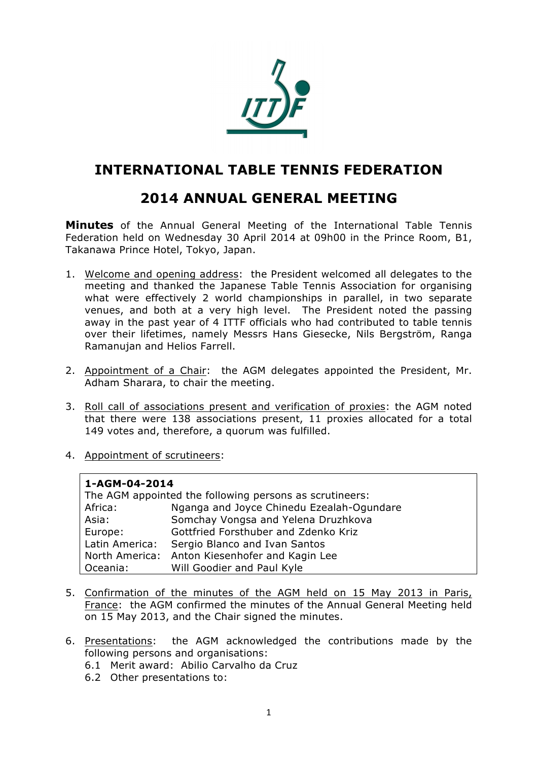# INTERNATIONAL TABLE TENNIS FEDERATION

## 2014 ANNUAL GENERAL MEETING

**Minutes** of the Annual General Meeting of the International Table Tennis Federation held on Wednesday 30 April 2014 at 09h00 in the Prince Room, B1, Takanawa Prince Hotel, Tokyo, Japan.

1. Welcome and opening address: the President welcomed all delegates to the meeting and thanked the Japanese Table Tennis Association for organising what were effectively 2 world championships in parallel, in two separate venues, and both at a very high level. The President noted the passing away in the past year of 4 ITTF officials who had contributed to table tennis over their lifetimes, namely Messrs Hans Giesecke, Nils Bergström, Ranga Ramanujan and Helios Farrell.

2. Appointment of a Chair: the AGM delegates appointed the President, Mr. Adham Sharara, to chair the meeting.

3. Roll call of associations present and verification of proxies: the AGM noted that there were 138 associations present, 11 proxies allocated for a total 149 votes and, therefore, a quorum was fulfilled.

4. Appointment of scrutineers:

| **1-AGM-04-2014** | |
|---|---|
| The AGM appointed the following persons as scrutineers: | |
| Africa: | Nganga and Joyce Chinedu Ezealah-Ogundare |
| Asia: | Somchay Vongsa and Yelena Druzhkova |
| Europe: | Gottfried Forsthuber and Zdenko Kriz |
| Latin America: | Sergio Blanco and Ivan Santos |
| North America: | Anton Kiesenhofer and Kagin Lee |
| Oceania: | Will Goodier and Paul Kyle |

5. Confirmation of the minutes of the AGM held on 15 May 2013 in Paris, France: the AGM confirmed the minutes of the Annual General Meeting held on 15 May 2013, and the Chair signed the minutes.

6. Presentations: the AGM acknowledged the contributions made by the following persons and organisations:
   6.1 Merit award: Abilio Carvalho da Cruz
   6.2 Other presentations to: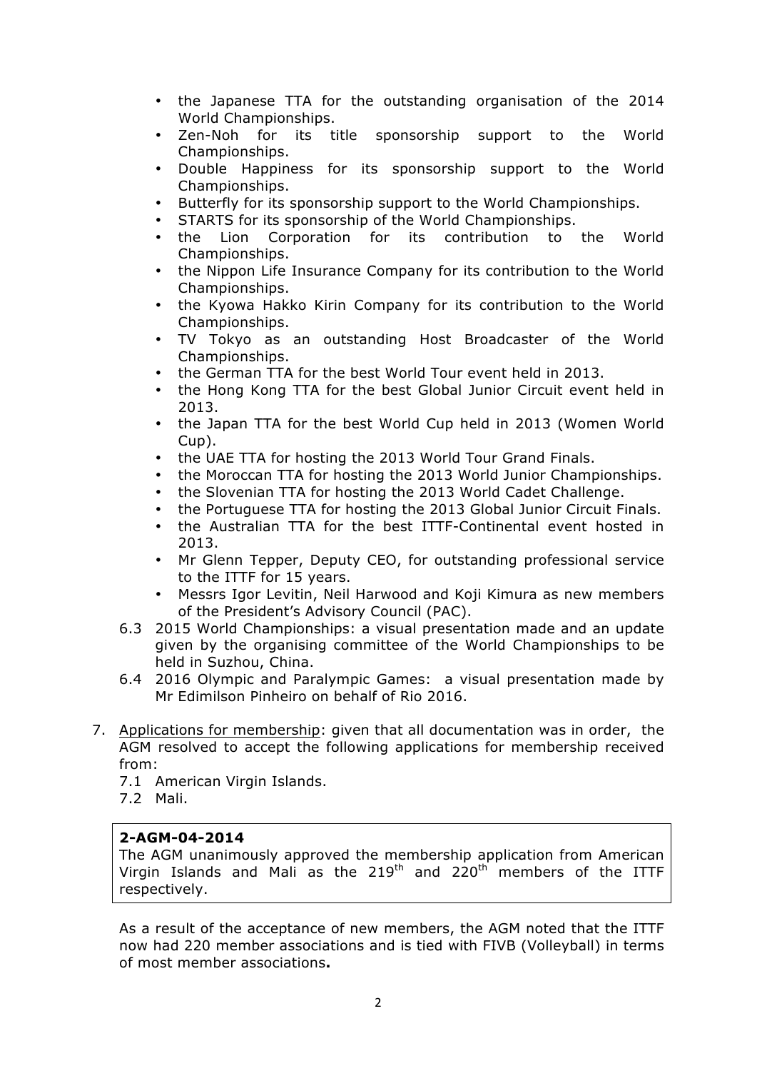- the Japanese TTA for the outstanding organisation of the 2014 World Championships.
- Zen-Noh for its title sponsorship support to the World Championships.
- Double Happiness for its sponsorship support to the World Championships.
- Butterfly for its sponsorship support to the World Championships.
- STARTS for its sponsorship of the World Championships.
- the Lion Corporation for its contribution to the World Championships.
- the Nippon Life Insurance Company for its contribution to the World Championships.
- the Kyowa Hakko Kirin Company for its contribution to the World Championships.
- TV Tokyo as an outstanding Host Broadcaster of the World Championships.
- the German TTA for the best World Tour event held in 2013.
- the Hong Kong TTA for the best Global Junior Circuit event held in 2013.
- the Japan TTA for the best World Cup held in 2013 (Women World Cup).
- the UAE TTA for hosting the 2013 World Tour Grand Finals.
- the Moroccan TTA for hosting the 2013 World Junior Championships.
- the Slovenian TTA for hosting the 2013 World Cadet Challenge.
- the Portuguese TTA for hosting the 2013 Global Junior Circuit Finals.
- the Australian TTA for the best ITTF-Continental event hosted in 2013.
- Mr Glenn Tepper, Deputy CEO, for outstanding professional service to the ITTF for 15 years.
- Messrs Igor Levitin, Neil Harwood and Koji Kimura as new members of the President's Advisory Council (PAC).

6.3 2015 World Championships: a visual presentation made and an update given by the organising committee of the World Championships to be held in Suzhou, China.

6.4 2016 Olympic and Paralympic Games: a visual presentation made by Mr Edimilson Pinheiro on behalf of Rio 2016.

7. Applications for membership: given that all documentation was in order, the AGM resolved to accept the following applications for membership received from:

7.1 American Virgin Islands.

7.2 Mali.

**2-AGM-04-2014**

The AGM unanimously approved the membership application from American Virgin Islands and Mali as the 219th and 220th members of the ITTF respectively.

As a result of the acceptance of new members, the AGM noted that the ITTF now had 220 member associations and is tied with FIVB (Volleyball) in terms of most member associations**.**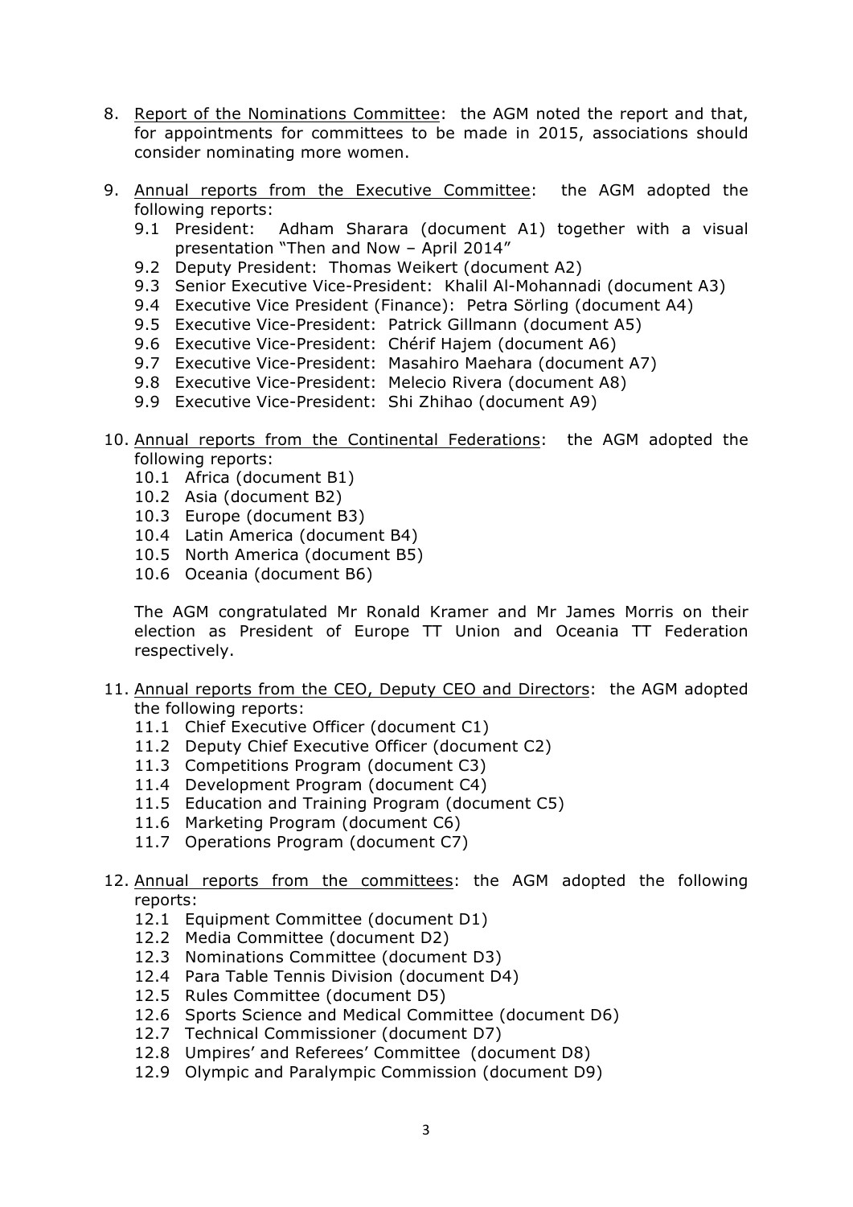8. <u>Report of the Nominations Committee</u>: the AGM noted the report and that, for appointments for committees to be made in 2015, associations should consider nominating more women.

9. <u>Annual reports from the Executive Committee</u>: the AGM adopted the following reports:
   - 9.1 President: Adham Sharara (document A1) together with a visual presentation "Then and Now – April 2014"
   - 9.2 Deputy President: Thomas Weikert (document A2)
   - 9.3 Senior Executive Vice-President: Khalil Al-Mohannadi (document A3)
   - 9.4 Executive Vice President (Finance): Petra Sörling (document A4)
   - 9.5 Executive Vice-President: Patrick Gillmann (document A5)
   - 9.6 Executive Vice-President: Chérif Hajem (document A6)
   - 9.7 Executive Vice-President: Masahiro Maehara (document A7)
   - 9.8 Executive Vice-President: Melecio Rivera (document A8)
   - 9.9 Executive Vice-President: Shi Zhihao (document A9)

10. <u>Annual reports from the Continental Federations</u>: the AGM adopted the following reports:
    - 10.1 Africa (document B1)
    - 10.2 Asia (document B2)
    - 10.3 Europe (document B3)
    - 10.4 Latin America (document B4)
    - 10.5 North America (document B5)
    - 10.6 Oceania (document B6)

    The AGM congratulated Mr Ronald Kramer and Mr James Morris on their election as President of Europe TT Union and Oceania TT Federation respectively.

11. <u>Annual reports from the CEO, Deputy CEO and Directors</u>: the AGM adopted the following reports:
    - 11.1 Chief Executive Officer (document C1)
    - 11.2 Deputy Chief Executive Officer (document C2)
    - 11.3 Competitions Program (document C3)
    - 11.4 Development Program (document C4)
    - 11.5 Education and Training Program (document C5)
    - 11.6 Marketing Program (document C6)
    - 11.7 Operations Program (document C7)

12. <u>Annual reports from the committees</u>: the AGM adopted the following reports:
    - 12.1 Equipment Committee (document D1)
    - 12.2 Media Committee (document D2)
    - 12.3 Nominations Committee (document D3)
    - 12.4 Para Table Tennis Division (document D4)
    - 12.5 Rules Committee (document D5)
    - 12.6 Sports Science and Medical Committee (document D6)
    - 12.7 Technical Commissioner (document D7)
    - 12.8 Umpires' and Referees' Committee (document D8)
    - 12.9 Olympic and Paralympic Commission (document D9)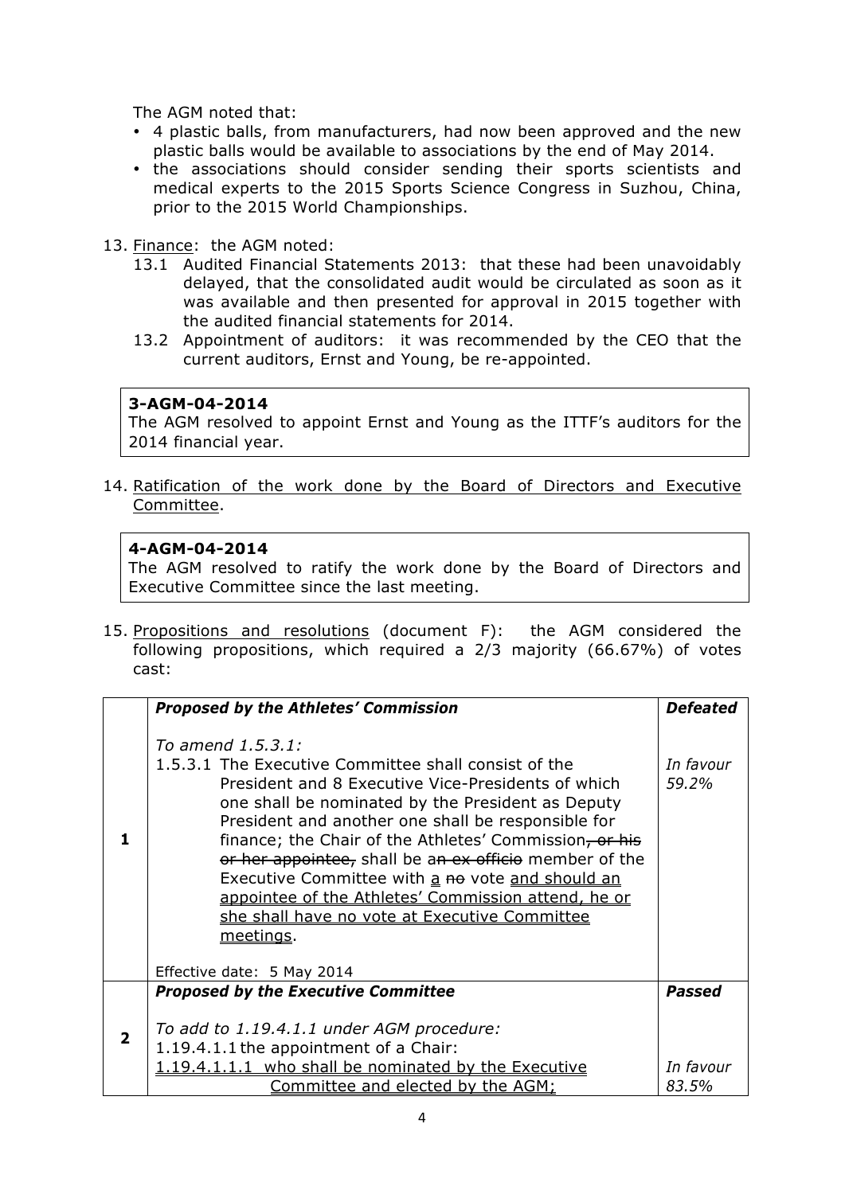The AGM noted that:

- 4 plastic balls, from manufacturers, had now been approved and the new plastic balls would be available to associations by the end of May 2014.
- the associations should consider sending their sports scientists and medical experts to the 2015 Sports Science Congress in Suzhou, China, prior to the 2015 World Championships.

13. <u>Finance</u>: the AGM noted:
    - 13.1 Audited Financial Statements 2013: that these had been unavoidably delayed, that the consolidated audit would be circulated as soon as it was available and then presented for approval in 2015 together with the audited financial statements for 2014.
    - 13.2 Appointment of auditors: it was recommended by the CEO that the current auditors, Ernst and Young, be re-appointed.

**3-AGM-04-2014**
The AGM resolved to appoint Ernst and Young as the ITTF's auditors for the 2014 financial year.

14. <u>Ratification of the work done by the Board of Directors and Executive Committee</u>.

**4-AGM-04-2014**
The AGM resolved to ratify the work done by the Board of Directors and Executive Committee since the last meeting.

15. <u>Propositions and resolutions</u> (document F): the AGM considered the following propositions, which required a 2/3 majority (66.67%) of votes cast:

| | ***Proposed by the Athletes' Commission*** | ***Defeated*** |
|---|---|---|
| **1** | *To amend 1.5.3.1:*<br>1.5.3.1 The Executive Committee shall consist of the President and 8 Executive Vice-Presidents of which one shall be nominated by the President as Deputy President and another one shall be responsible for finance; the Chair of the Athletes' Commission~~, or his or her appointee,~~ shall be a~~n ex officio~~ member of the Executive Committee with <u>a</u> ~~no~~ vote <u>and should an appointee of the Athletes' Commission attend, he or she shall have no vote at Executive Committee meetings</u>.<br><br>Effective date: 5 May 2014 | *In favour 59.2%* |
| | ***Proposed by the Executive Committee*** | ***Passed*** |
| **2** | *To add to 1.19.4.1.1 under AGM procedure:*<br>1.19.4.1.1 the appointment of a Chair:<br><u>1.19.4.1.1.1 who shall be nominated by the Executive Committee and elected by the AGM;</u> | *In favour 83.5%* |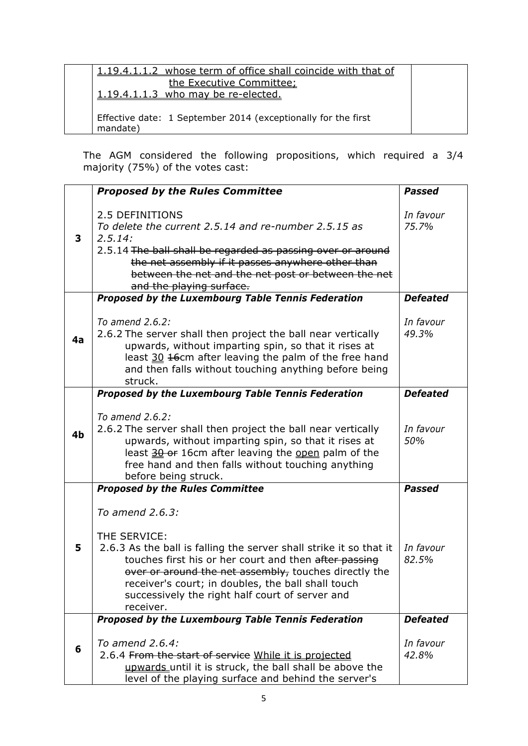| | | |
|---|---|---|
| | <u>1.19.4.1.1.2 whose term of office shall coincide with that of the Executive Committee;</u><br><u>1.19.4.1.1.3 who may be re-elected.</u><br><br>Effective date: 1 September 2014 (exceptionally for the first mandate) | |

The AGM considered the following propositions, which required a 3/4 majority (75%) of the votes cast:

| | ***Proposed by the Rules Committee*** | ***Passed*** |
|---|---|---|
| **3** | 2.5 DEFINITIONS<br>*To delete the current 2.5.14 and re-number 2.5.15 as 2.5.14:*<br>2.5.14 ~~The ball shall be regarded as passing over or around the net assembly if it passes anywhere other than between the net and the net post or between the net and the playing surface.~~ | *In favour 75.7%* |
| | ***Proposed by the Luxembourg Table Tennis Federation*** | ***Defeated*** |
| **4a** | *To amend 2.6.2:*<br>2.6.2 The server shall then project the ball near vertically upwards, without imparting spin, so that it rises at least <u>30</u> ~~16~~cm after leaving the palm of the free hand and then falls without touching anything before being struck. | *In favour 49.3%* |
| | ***Proposed by the Luxembourg Table Tennis Federation*** | ***Defeated*** |
| **4b** | *To amend 2.6.2:*<br>2.6.2 The server shall then project the ball near vertically upwards, without imparting spin, so that it rises at least <u>~~30~~</u> ~~or~~ 16cm after leaving the <u>open</u> palm of the free hand and then falls without touching anything before being struck. | *In favour 50%* |
| | ***Proposed by the Rules Committee*** | ***Passed*** |
| **5** | *To amend 2.6.3:*<br><br>THE SERVICE:<br>2.6.3 As the ball is falling the server shall strike it so that it touches first his or her court and then ~~after passing over or around the net assembly,~~ touches directly the receiver's court; in doubles, the ball shall touch successively the right half court of server and receiver. | *In favour 82.5%* |
| | ***Proposed by the Luxembourg Table Tennis Federation*** | ***Defeated*** |
| **6** | *To amend 2.6.4:*<br>2.6.4 ~~From the start of service~~ <u>While it is projected upwards</u> until it is struck, the ball shall be above the level of the playing surface and behind the server's | *In favour 42.8%* |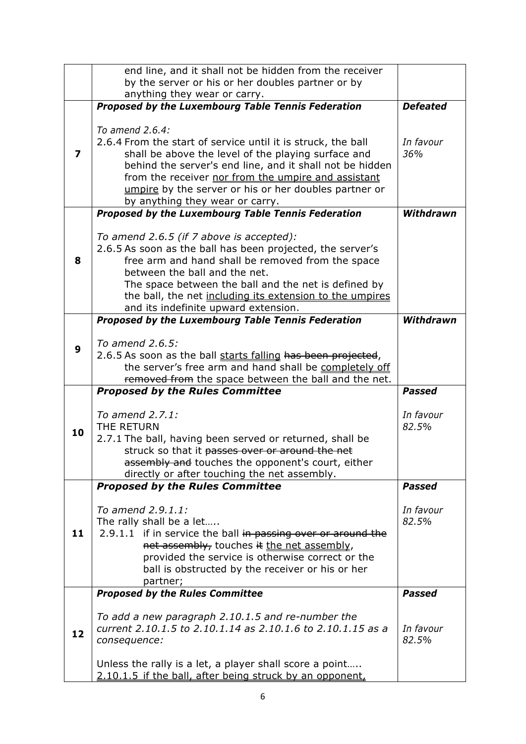| | | |
|---|---|---|
| | end line, and it shall not be hidden from the receiver by the server or his or her doubles partner or by anything they wear or carry. | |
| 7 | ***Proposed by the Luxembourg Table Tennis Federation***<br><br>*To amend 2.6.4:*<br>2.6.4 From the start of service until it is struck, the ball shall be above the level of the playing surface and behind the server's end line, and it shall not be hidden from the receiver <u>nor from the umpire and assistant umpire</u> by the server or his or her doubles partner or by anything they wear or carry. | ***Defeated***<br><br>*In favour 36%* |
| 8 | ***Proposed by the Luxembourg Table Tennis Federation***<br><br>*To amend 2.6.5 (if 7 above is accepted):*<br>2.6.5 As soon as the ball has been projected, the server's free arm and hand shall be removed from the space between the ball and the net.<br>The space between the ball and the net is defined by the ball, the net <u>including its extension to the umpires</u> and its indefinite upward extension. | ***Withdrawn*** |
| 9 | ***Proposed by the Luxembourg Table Tennis Federation***<br><br>*To amend 2.6.5:*<br>2.6.5 As soon as the ball <u>starts falling</u> ~~has been projected~~, the server's free arm and hand shall be <u>completely off</u> ~~removed from~~ the space between the ball and the net. | ***Withdrawn*** |
| 10 | ***Proposed by the Rules Committee***<br><br>*To amend 2.7.1:*<br>THE RETURN<br>2.7.1 The ball, having been served or returned, shall be struck so that it ~~passes over or around the net assembly and~~ touches the opponent's court, either directly or after touching the net assembly. | ***Passed***<br><br>*In favour 82.5%* |
| 11 | ***Proposed by the Rules Committee***<br><br>*To amend 2.9.1.1:*<br>The rally shall be a let…..<br>2.9.1.1 if in service the ball ~~in passing over or around the net assembly,~~ touches ~~it~~ <u>the net assembly</u>, provided the service is otherwise correct or the ball is obstructed by the receiver or his or her partner; | ***Passed***<br><br>*In favour 82.5%* |
| 12 | ***Proposed by the Rules Committee***<br><br>*To add a new paragraph 2.10.1.5 and re-number the current 2.10.1.5 to 2.10.1.14 as 2.10.1.6 to 2.10.1.15 as a consequence:*<br><br>Unless the rally is a let, a player shall score a point…..<br><u>2.10.1.5 if the ball, after being struck by an opponent,</u> | ***Passed***<br><br>*In favour 82.5%* |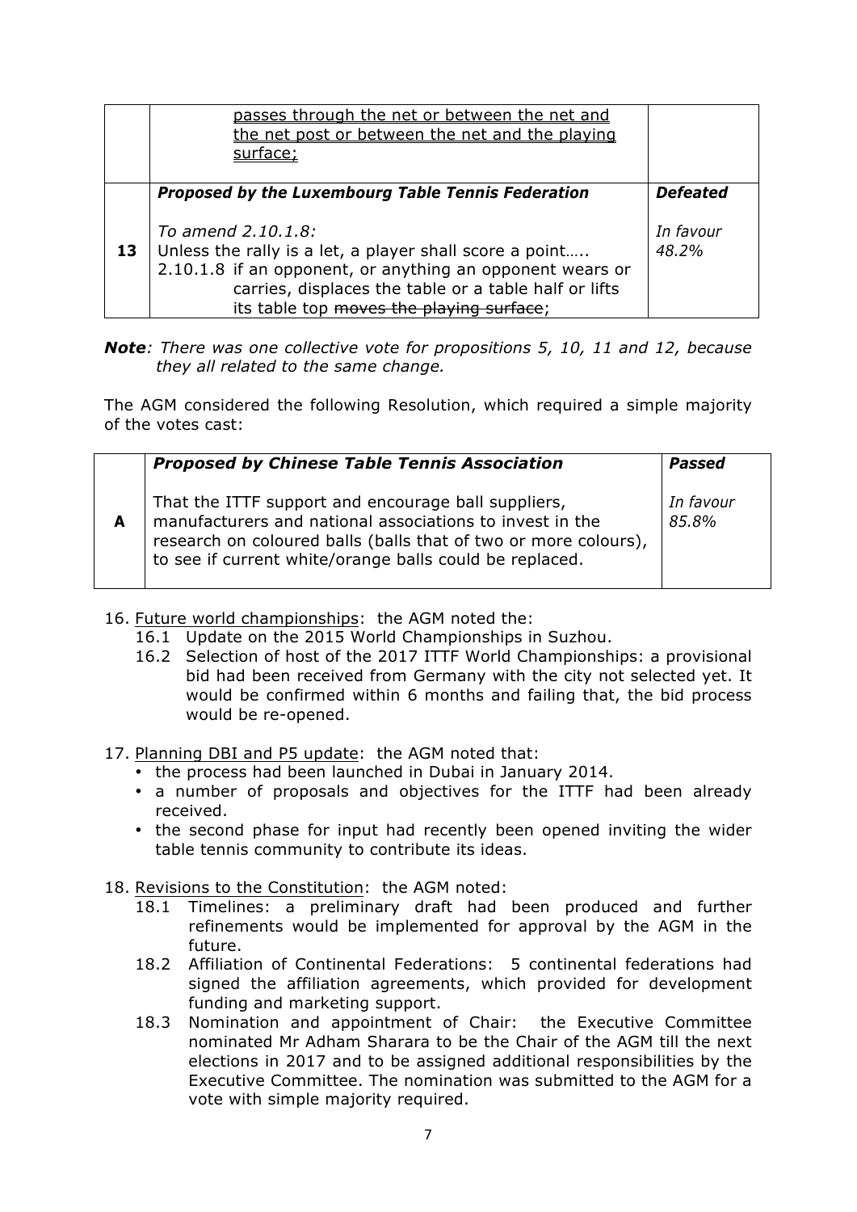| | | |
|---|---|---|
| | <u>passes through the net or between the net and the net post or between the net and the playing surface;</u> | |
| 13 | ***Proposed by the Luxembourg Table Tennis Federation***<br><br>*To amend 2.10.1.8:*<br>Unless the rally is a let, a player shall score a point…..<br>2.10.1.8 if an opponent, or anything an opponent wears or carries, displaces the table or a table half or lifts its table top ~~moves the playing surface~~; | ***Defeated***<br><br>*In favour 48.2%* |

***Note**: There was one collective vote for propositions 5, 10, 11 and 12, because they all related to the same change.*

The AGM considered the following Resolution, which required a simple majority of the votes cast:

| | | |
|---|---|---|
| **A** | ***Proposed by Chinese Table Tennis Association***<br><br>That the ITTF support and encourage ball suppliers, manufacturers and national associations to invest in the research on coloured balls (balls that of two or more colours), to see if current white/orange balls could be replaced. | ***Passed***<br><br>*In favour 85.8%* |

16. <u>Future world championships</u>: the AGM noted the:
    - 16.1 Update on the 2015 World Championships in Suzhou.
    - 16.2 Selection of host of the 2017 ITTF World Championships: a provisional bid had been received from Germany with the city not selected yet. It would be confirmed within 6 months and failing that, the bid process would be re-opened.

17. <u>Planning DBI and P5 update</u>: the AGM noted that:
    - the process had been launched in Dubai in January 2014.
    - a number of proposals and objectives for the ITTF had been already received.
    - the second phase for input had recently been opened inviting the wider table tennis community to contribute its ideas.

18. <u>Revisions to the Constitution</u>: the AGM noted:
    - 18.1 Timelines: a preliminary draft had been produced and further refinements would be implemented for approval by the AGM in the future.
    - 18.2 Affiliation of Continental Federations: 5 continental federations had signed the affiliation agreements, which provided for development funding and marketing support.
    - 18.3 Nomination and appointment of Chair: the Executive Committee nominated Mr Adham Sharara to be the Chair of the AGM till the next elections in 2017 and to be assigned additional responsibilities by the Executive Committee. The nomination was submitted to the AGM for a vote with simple majority required.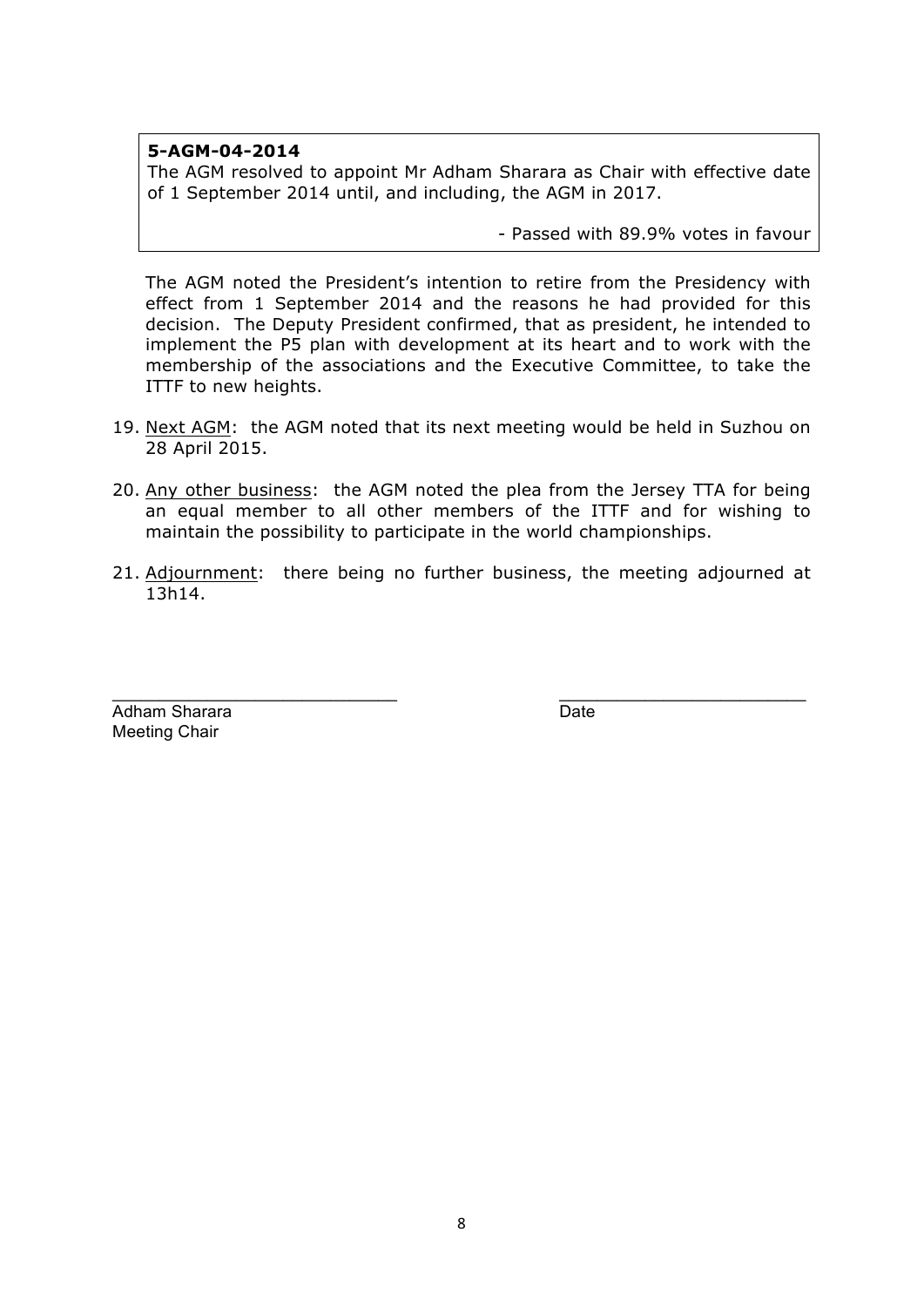**5-AGM-04-2014**

The AGM resolved to appoint Mr Adham Sharara as Chair with effective date of 1 September 2014 until, and including, the AGM in 2017.

- Passed with 89.9% votes in favour

The AGM noted the President's intention to retire from the Presidency with effect from 1 September 2014 and the reasons he had provided for this decision. The Deputy President confirmed, that as president, he intended to implement the P5 plan with development at its heart and to work with the membership of the associations and the Executive Committee, to take the ITTF to new heights.

19. Next AGM: the AGM noted that its next meeting would be held in Suzhou on 28 April 2015.

20. Any other business: the AGM noted the plea from the Jersey TTA for being an equal member to all other members of the ITTF and for wishing to maintain the possibility to participate in the world championships.

21. Adjournment: there being no further business, the meeting adjourned at 13h14.

\_\_\_\_\_\_\_\_\_\_\_\_\_\_\_\_\_\_\_\_\_\_\_\_\_\_\_\_ \_\_\_\_\_\_\_\_\_\_\_\_\_\_\_\_\_\_\_\_\_\_\_\_\_\_

Adham Sharara
Meeting Chair

Date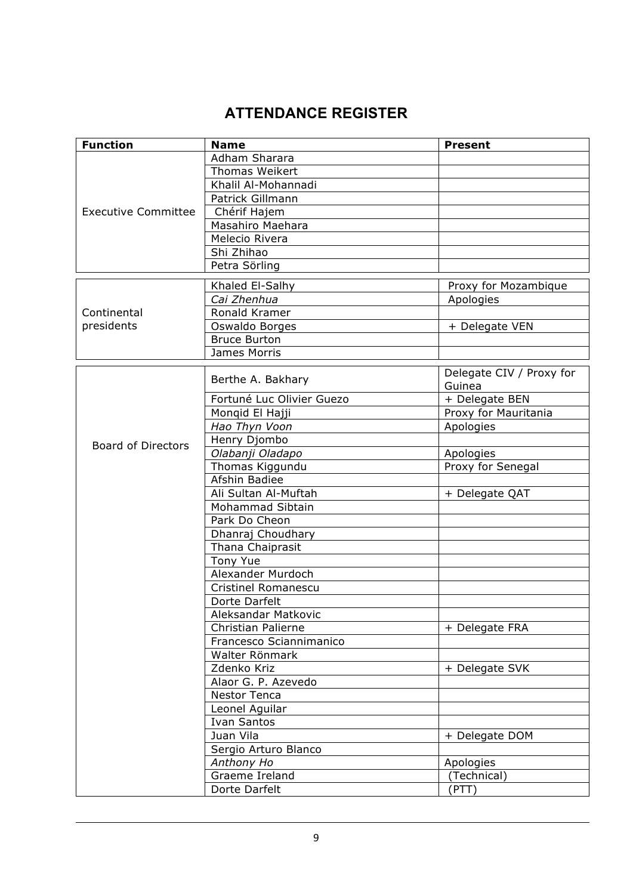## ATTENDANCE REGISTER

| Function | Name | Present |
|---|---|---|
| Executive Committee | Adham Sharara | |
| | Thomas Weikert | |
| | Khalil Al-Mohannadi | |
| | Patrick Gillmann | |
| | Chérif Hajem | |
| | Masahiro Maehara | |
| | Melecio Rivera | |
| | Shi Zhihao | |
| | Petra Sörling | |
| Continental presidents | Khaled El-Salhy | Proxy for Mozambique |
| | *Cai Zhenhua* | Apologies |
| | Ronald Kramer | |
| | Oswaldo Borges | + Delegate VEN |
| | Bruce Burton | |
| | James Morris | |
| Board of Directors | Berthe A. Bakhary | Delegate CIV / Proxy for Guinea |
| | Fortuné Luc Olivier Guezo | + Delegate BEN |
| | Monqid El Hajji | Proxy for Mauritania |
| | *Hao Thyn Voon* | Apologies |
| | Henry Djombo | |
| | *Olabanji Oladapo* | Apologies |
| | Thomas Kiggundu | Proxy for Senegal |
| | Afshin Badiee | |
| | Ali Sultan Al-Muftah | + Delegate QAT |
| | Mohammad Sibtain | |
| | Park Do Cheon | |
| | Dhanraj Choudhary | |
| | Thana Chaiprasit | |
| | Tony Yue | |
| | Alexander Murdoch | |
| | Cristinel Romanescu | |
| | Dorte Darfelt | |
| | Aleksandar Matkovic | |
| | Christian Palierne | + Delegate FRA |
| | Francesco Sciannimanico | |
| | Walter Rönmark | |
| | Zdenko Kriz | + Delegate SVK |
| | Alaor G. P. Azevedo | |
| | Nestor Tenca | |
| | Leonel Aguilar | |
| | Ivan Santos | |
| | Juan Vila | + Delegate DOM |
| | Sergio Arturo Blanco | |
| | *Anthony Ho* | Apologies |
| | Graeme Ireland | (Technical) |
| | Dorte Darfelt | (PTT) |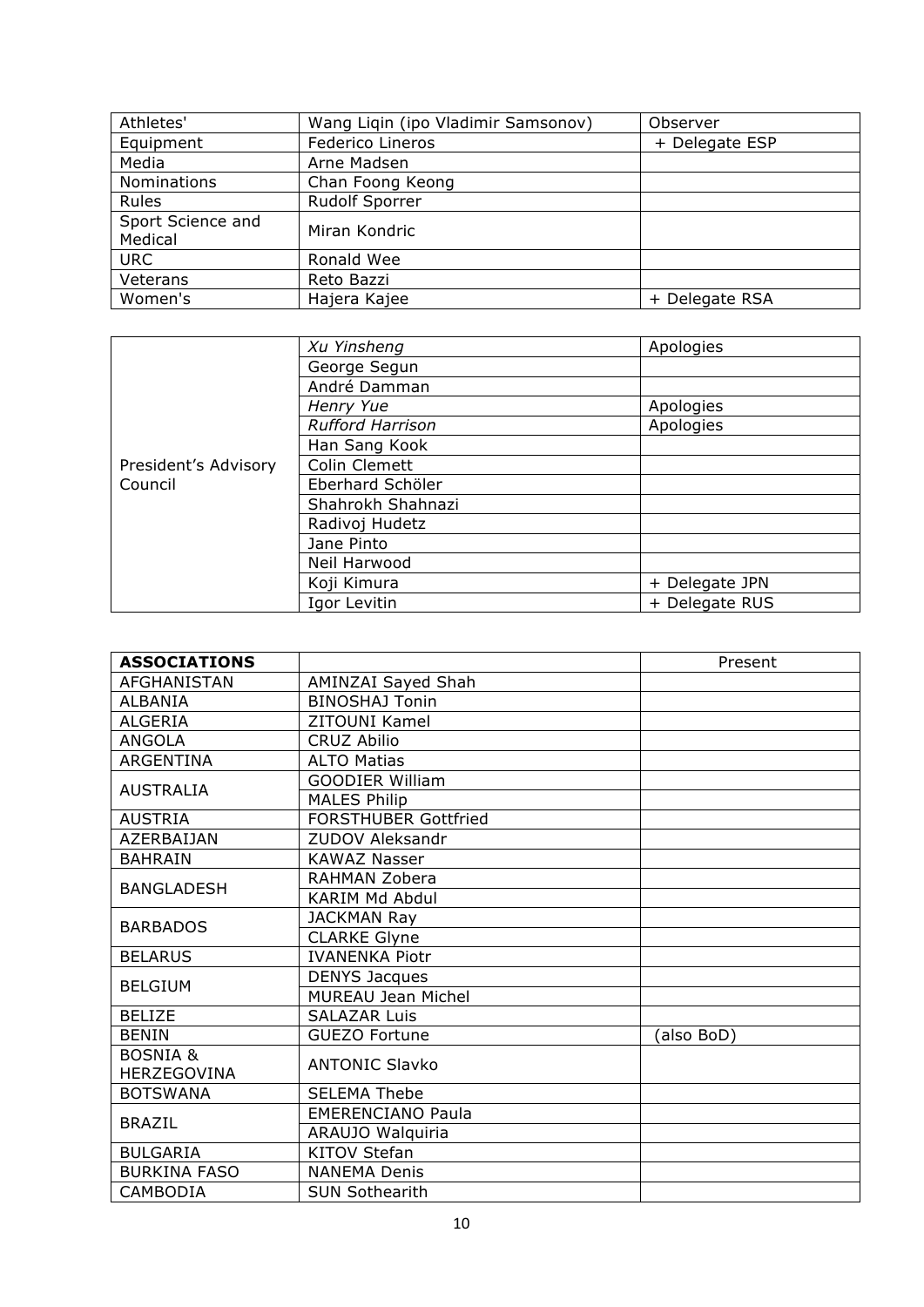| Athletes' | Wang Liqin (ipo Vladimir Samsonov) | Observer |
|---|---|---|
| Equipment | Federico Lineros | + Delegate ESP |
| Media | Arne Madsen | |
| Nominations | Chan Foong Keong | |
| Rules | Rudolf Sporrer | |
| Sport Science and Medical | Miran Kondric | |
| URC | Ronald Wee | |
| Veterans | Reto Bazzi | |
| Women's | Hajera Kajee | + Delegate RSA |

| | | |
|---|---|---|
| President's Advisory Council | *Xu Yinsheng* | Apologies |
| | George Segun | |
| | André Damman | |
| | *Henry Yue* | Apologies |
| | *Rufford Harrison* | Apologies |
| | Han Sang Kook | |
| | Colin Clemett | |
| | Eberhard Schöler | |
| | Shahrokh Shahnazi | |
| | Radivoj Hudetz | |
| | Jane Pinto | |
| | Neil Harwood | |
| | Koji Kimura | + Delegate JPN |
| | Igor Levitin | + Delegate RUS |

| **ASSOCIATIONS** | | Present |
|---|---|---|
| AFGHANISTAN | AMINZAI Sayed Shah | |
| ALBANIA | BINOSHAJ Tonin | |
| ALGERIA | ZITOUNI Kamel | |
| ANGOLA | CRUZ Abilio | |
| ARGENTINA | ALTO Matias | |
| AUSTRALIA | GOODIER William | |
| | MALES Philip | |
| AUSTRIA | FORSTHUBER Gottfried | |
| AZERBAIJAN | ZUDOV Aleksandr | |
| BAHRAIN | KAWAZ Nasser | |
| BANGLADESH | RAHMAN Zobera | |
| | KARIM Md Abdul | |
| BARBADOS | JACKMAN Ray | |
| | CLARKE Glyne | |
| BELARUS | IVANENKA Piotr | |
| BELGIUM | DENYS Jacques | |
| | MUREAU Jean Michel | |
| BELIZE | SALAZAR Luis | |
| BENIN | GUEZO Fortune | (also BoD) |
| BOSNIA & HERZEGOVINA | ANTONIC Slavko | |
| BOTSWANA | SELEMA Thebe | |
| BRAZIL | EMERENCIANO Paula | |
| | ARAUJO Walquiria | |
| BULGARIA | KITOV Stefan | |
| BURKINA FASO | NANEMA Denis | |
| CAMBODIA | SUN Sothearith | |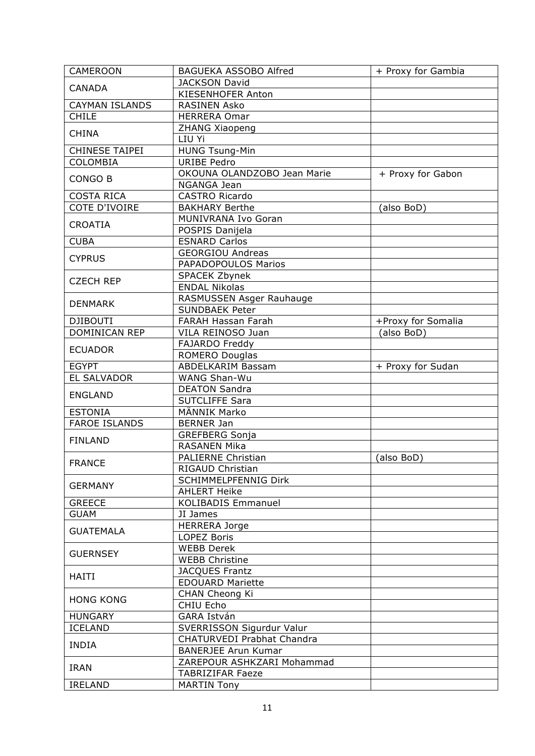| | | |
|---|---|---|
| CAMEROON | BAGUEKA ASSOBO Alfred | + Proxy for Gambia |
| CANADA | JACKSON David | |
| | KIESENHOFER Anton | |
| CAYMAN ISLANDS | RASINEN Asko | |
| CHILE | HERRERA Omar | |
| CHINA | ZHANG Xiaopeng | |
| | LIU Yi | |
| CHINESE TAIPEI | HUNG Tsung-Min | |
| COLOMBIA | URIBE Pedro | |
| CONGO B | OKOUNA OLANDZOBO Jean Marie | + Proxy for Gabon |
| | NGANGA Jean | |
| COSTA RICA | CASTRO Ricardo | |
| COTE D'IVOIRE | BAKHARY Berthe | (also BoD) |
| CROATIA | MUNIVRANA Ivo Goran | |
| | POSPIS Danijela | |
| CUBA | ESNARD Carlos | |
| CYPRUS | GEORGIOU Andreas | |
| | PAPADOPOULOS Marios | |
| CZECH REP | SPACEK Zbynek | |
| | ENDAL Nikolas | |
| DENMARK | RASMUSSEN Asger Rauhauge | |
| | SUNDBAEK Peter | |
| DJIBOUTI | FARAH Hassan Farah | +Proxy for Somalia |
| DOMINICAN REP | VILA REINOSO Juan | (also BoD) |
| ECUADOR | FAJARDO Freddy | |
| | ROMERO Douglas | |
| EGYPT | ABDELKARIM Bassam | + Proxy for Sudan |
| EL SALVADOR | WANG Shan-Wu | |
| ENGLAND | DEATON Sandra | |
| | SUTCLIFFE Sara | |
| ESTONIA | MÄNNIK Marko | |
| FAROE ISLANDS | BERNER Jan | |
| FINLAND | GREFBERG Sonja | |
| | RASANEN Mika | |
| FRANCE | PALIERNE Christian | (also BoD) |
| | RIGAUD Christian | |
| GERMANY | SCHIMMELPFENNIG Dirk | |
| | AHLERT Heike | |
| GREECE | KOLIBADIS Emmanuel | |
| GUAM | JI James | |
| GUATEMALA | HERRERA Jorge | |
| | LOPEZ Boris | |
| GUERNSEY | WEBB Derek | |
| | WEBB Christine | |
| HAITI | JACQUES Frantz | |
| | EDOUARD Mariette | |
| HONG KONG | CHAN Cheong Ki | |
| | CHIU Echo | |
| HUNGARY | GARA István | |
| ICELAND | SVERRISSON Sigurdur Valur | |
| INDIA | CHATURVEDI Prabhat Chandra | |
| | BANERJEE Arun Kumar | |
| IRAN | ZAREPOUR ASHKZARI Mohammad | |
| | TABRIZIFAR Faeze | |
| IRELAND | MARTIN Tony | |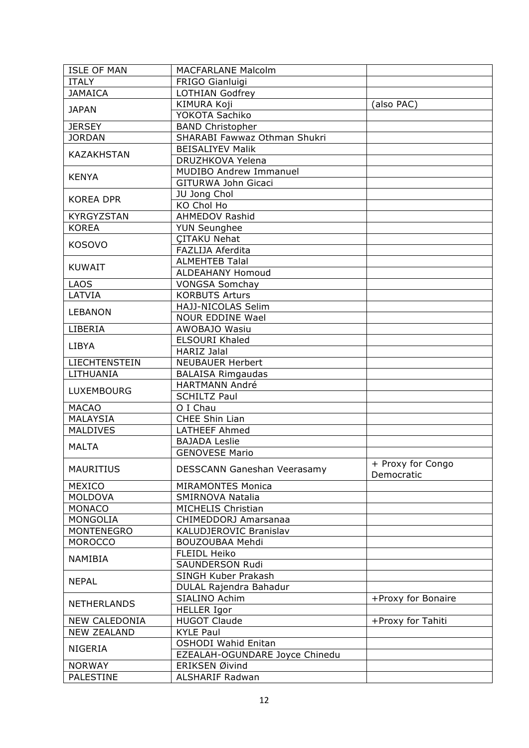| | | |
|---|---|---|
| ISLE OF MAN | MACFARLANE Malcolm | |
| ITALY | FRIGO Gianluigi | |
| JAMAICA | LOTHIAN Godfrey | |
| JAPAN | KIMURA Koji | (also PAC) |
| | YOKOTA Sachiko | |
| JERSEY | BAND Christopher | |
| JORDAN | SHARABI Fawwaz Othman Shukri | |
| KAZAKHSTAN | BEISALIYEV Malik | |
| | DRUZHKOVA Yelena | |
| KENYA | MUDIBO Andrew Immanuel | |
| | GITURWA John Gicaci | |
| KOREA DPR | JU Jong Chol | |
| | KO Chol Ho | |
| KYRGYZSTAN | AHMEDOV Rashid | |
| KOREA | YUN Seunghee | |
| KOSOVO | ÇITAKU Nehat | |
| | FAZLIJA Aferdita | |
| KUWAIT | ALMEHTEB Talal | |
| | ALDEAHANY Homoud | |
| LAOS | VONGSA Somchay | |
| LATVIA | KORBUTS Arturs | |
| LEBANON | HAJJ-NICOLAS Selim | |
| | NOUR EDDINE Wael | |
| LIBERIA | AWOBAJO Wasiu | |
| LIBYA | ELSOURI Khaled | |
| | HARIZ Jalal | |
| LIECHTENSTEIN | NEUBAUER Herbert | |
| LITHUANIA | BALAISA Rimgaudas | |
| LUXEMBOURG | HARTMANN André | |
| | SCHILTZ Paul | |
| MACAO | O I Chau | |
| MALAYSIA | CHEE Shin Lian | |
| MALDIVES | LATHEEF Ahmed | |
| MALTA | BAJADA Leslie | |
| | GENOVESE Mario | |
| MAURITIUS | DESSCANN Ganeshan Veerasamy | + Proxy for Congo Democratic |
| MEXICO | MIRAMONTES Monica | |
| MOLDOVA | SMIRNOVA Natalia | |
| MONACO | MICHELIS Christian | |
| MONGOLIA | CHIMEDDORJ Amarsanaa | |
| MONTENEGRO | KALUDJEROVIC Branislav | |
| MOROCCO | BOUZOUBAA Mehdi | |
| NAMIBIA | FLEIDL Heiko | |
| | SAUNDERSON Rudi | |
| NEPAL | SINGH Kuber Prakash | |
| | DULAL Rajendra Bahadur | |
| NETHERLANDS | SIALINO Achim | +Proxy for Bonaire |
| | HELLER Igor | |
| NEW CALEDONIA | HUGOT Claude | +Proxy for Tahiti |
| NEW ZEALAND | KYLE Paul | |
| NIGERIA | OSHODI Wahid Enitan | |
| | EZEALAH-OGUNDARE Joyce Chinedu | |
| NORWAY | ERIKSEN Øivind | |
| PALESTINE | ALSHARIF Radwan | |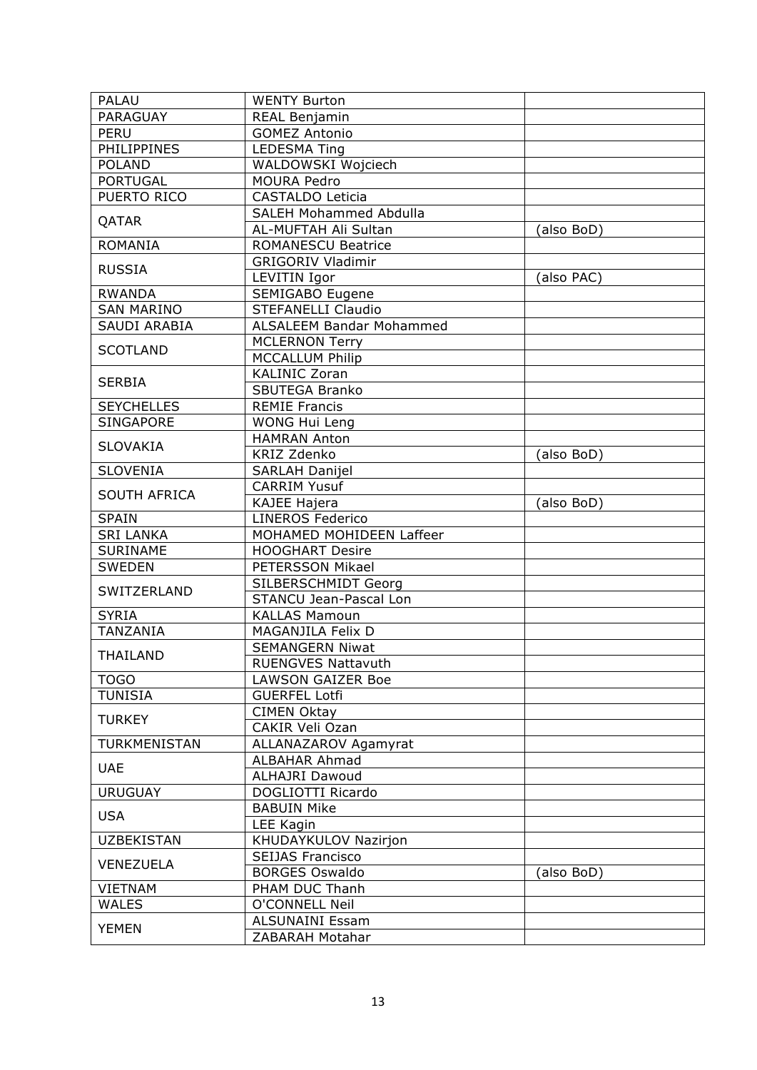| | | |
|---|---|---|
| PALAU | WENTY Burton | |
| PARAGUAY | REAL Benjamin | |
| PERU | GOMEZ Antonio | |
| PHILIPPINES | LEDESMA Ting | |
| POLAND | WALDOWSKI Wojciech | |
| PORTUGAL | MOURA Pedro | |
| PUERTO RICO | CASTALDO Leticia | |
| QATAR | SALEH Mohammed Abdulla | |
| | AL-MUFTAH Ali Sultan | (also BoD) |
| ROMANIA | ROMANESCU Beatrice | |
| RUSSIA | GRIGORIV Vladimir | |
| | LEVITIN Igor | (also PAC) |
| RWANDA | SEMIGABO Eugene | |
| SAN MARINO | STEFANELLI Claudio | |
| SAUDI ARABIA | ALSALEEM Bandar Mohammed | |
| SCOTLAND | MCLERNON Terry | |
| | MCCALLUM Philip | |
| SERBIA | KALINIC Zoran | |
| | SBUTEGA Branko | |
| SEYCHELLES | REMIE Francis | |
| SINGAPORE | WONG Hui Leng | |
| SLOVAKIA | HAMRAN Anton | |
| | KRIZ Zdenko | (also BoD) |
| SLOVENIA | SARLAH Danijel | |
| SOUTH AFRICA | CARRIM Yusuf | |
| | KAJEE Hajera | (also BoD) |
| SPAIN | LINEROS Federico | |
| SRI LANKA | MOHAMED MOHIDEEN Laffeer | |
| SURINAME | HOOGHART Desire | |
| SWEDEN | PETERSSON Mikael | |
| SWITZERLAND | SILBERSCHMIDT Georg | |
| | STANCU Jean-Pascal Lon | |
| SYRIA | KALLAS Mamoun | |
| TANZANIA | MAGANJILA Felix D | |
| THAILAND | SEMANGERN Niwat | |
| | RUENGVES Nattavuth | |
| TOGO | LAWSON GAIZER Boe | |
| TUNISIA | GUERFEL Lotfi | |
| TURKEY | CIMEN Oktay | |
| | CAKIR Veli Ozan | |
| TURKMENISTAN | ALLANAZAROV Agamyrat | |
| UAE | ALBAHAR Ahmad | |
| | ALHAJRI Dawoud | |
| URUGUAY | DOGLIOTTI Ricardo | |
| USA | BABUIN Mike | |
| | LEE Kagin | |
| UZBEKISTAN | KHUDAYKULOV Nazirjon | |
| VENEZUELA | SEIJAS Francisco | |
| | BORGES Oswaldo | (also BoD) |
| VIETNAM | PHAM DUC Thanh | |
| WALES | O'CONNELL Neil | |
| YEMEN | ALSUNAINI Essam | |
| | ZABARAH Motahar | |